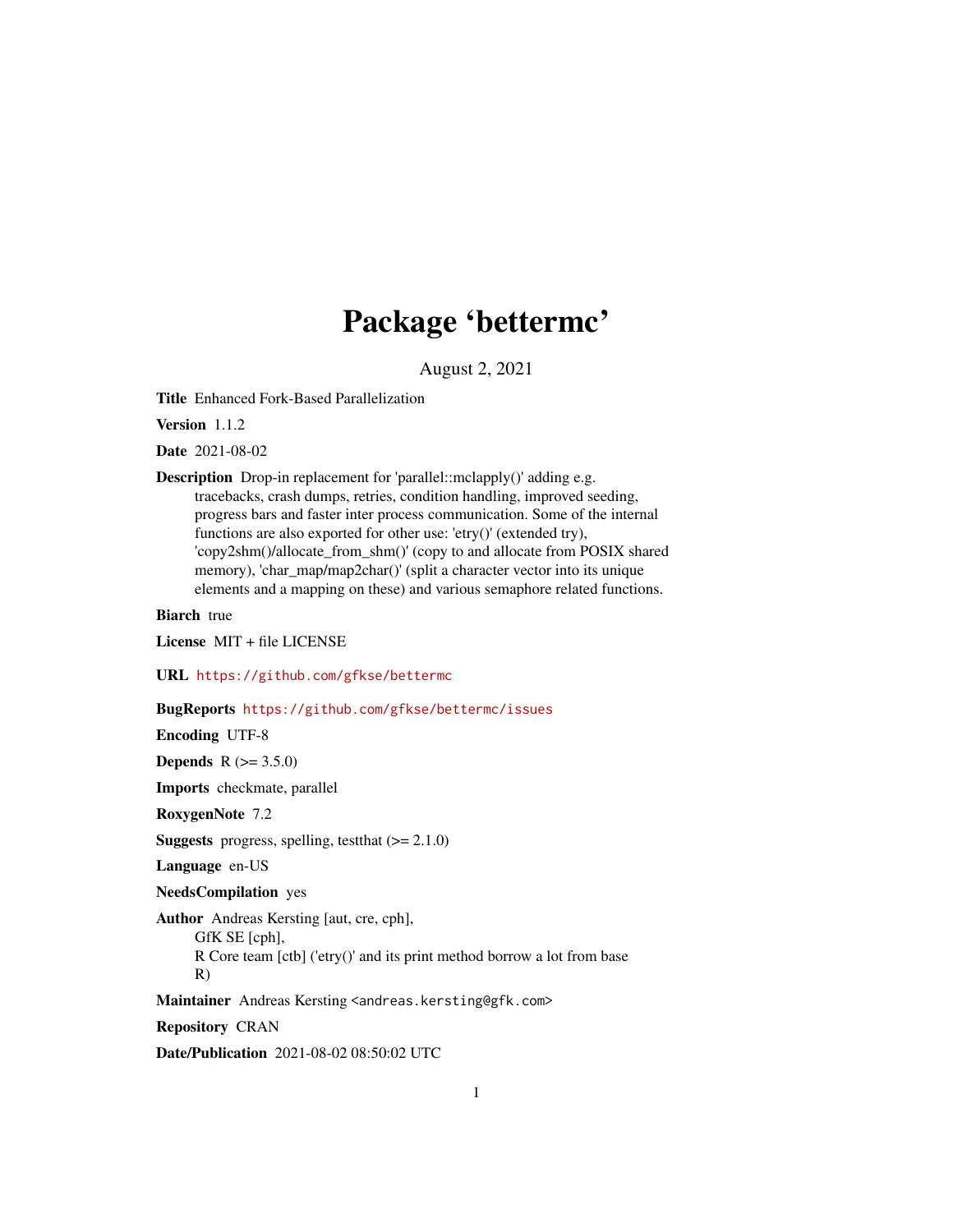# Package 'bettermc'

August 2, 2021

**Title** Enhanced Fork-Based Parallelization

**Version** 1.1.2

**Date** 2021-08-02

**Description** Drop-in replacement for 'parallel::mclapply()' adding e.g. tracebacks, crash dumps, retries, condition handling, improved seeding, progress bars and faster inter process communication. Some of the internal functions are also exported for other use: 'etry()' (extended try), 'copy2shm()/allocate_from_shm()' (copy to and allocate from POSIX shared memory), 'char_map/map2char()' (split a character vector into its unique elements and a mapping on these) and various semaphore related functions.

**Biarch** true

**License** MIT + file LICENSE

**URL** https://github.com/gfkse/bettermc

**BugReports** https://github.com/gfkse/bettermc/issues

**Encoding** UTF-8

**Depends** R (>= 3.5.0)

**Imports** checkmate, parallel

**RoxygenNote** 7.2

**Suggests** progress, spelling, testthat (>= 2.1.0)

**Language** en-US

**NeedsCompilation** yes

**Author** Andreas Kersting [aut, cre, cph], GfK SE [cph], R Core team [ctb] ('etry()' and its print method borrow a lot from base R)

**Maintainer** Andreas Kersting <andreas.kersting@gfk.com>

**Repository** CRAN

**Date/Publication** 2021-08-02 08:50:02 UTC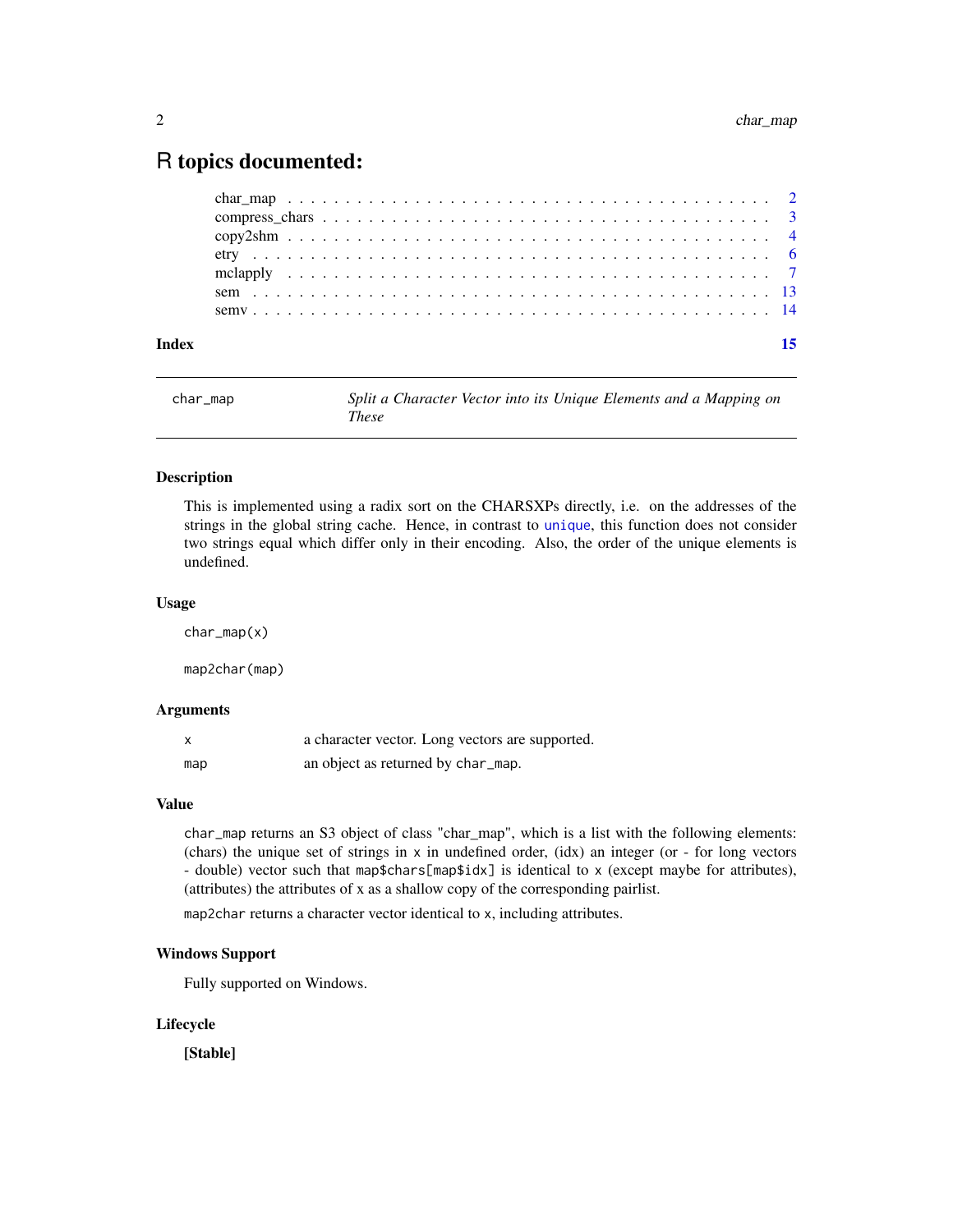# R topics documented:

| | |
|---|---|
| char_map | 2 |
| compress_chars | 3 |
| copy2shm | 4 |
| etry | 6 |
| mclapply | 7 |
| sem | 13 |
| semv | 14 |
| **Index** | **15** |

---

## char_map — *Split a Character Vector into its Unique Elements and a Mapping on These*

### Description

This is implemented using a radix sort on the CHARSXPs directly, i.e. on the addresses of the strings in the global string cache. Hence, in contrast to `unique`, this function does not consider two strings equal which differ only in their encoding. Also, the order of the unique elements is undefined.

### Usage

```
char_map(x)

map2char(map)
```

### Arguments

| | |
|---|---|
| `x` | a character vector. Long vectors are supported. |
| `map` | an object as returned by `char_map`. |

### Value

`char_map` returns an S3 object of class "char_map", which is a list with the following elements: (chars) the unique set of strings in `x` in undefined order, (idx) an integer (or - for long vectors - double) vector such that `map$chars[map$idx]` is identical to `x` (except maybe for attributes), (attributes) the attributes of x as a shallow copy of the corresponding pairlist.

`map2char` returns a character vector identical to `x`, including attributes.

### Windows Support

Fully supported on Windows.

### Lifecycle

**[Stable]**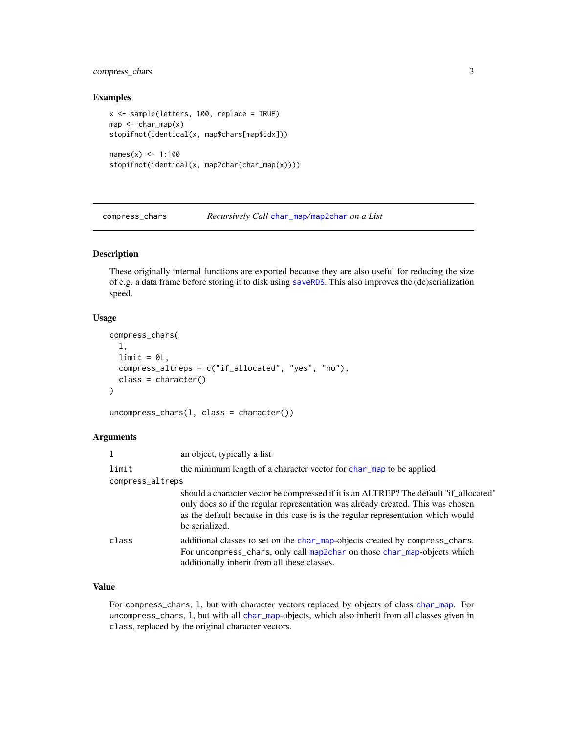### Examples

```
x <- sample(letters, 100, replace = TRUE)
map <- char_map(x)
stopifnot(identical(x, map$chars[map$idx]))

names(x) <- 1:100
stopifnot(identical(x, map2char(char_map(x))))
```

---

## compress_chars — *Recursively Call char_map/map2char on a List*

---

### Description

These originally internal functions are exported because they are also useful for reducing the size of e.g. a data frame before storing it to disk using saveRDS. This also improves the (de)serialization speed.

### Usage

```
compress_chars(
  l,
  limit = 0L,
  compress_altreps = c("if_allocated", "yes", "no"),
  class = character()
)

uncompress_chars(l, class = character())
```

### Arguments

| | |
|---|---|
| `l` | an object, typically a list |
| `limit` | the minimum length of a character vector for `char_map` to be applied |
| `compress_altreps` | should a character vector be compressed if it is an ALTREP? The default "if_allocated" only does so if the regular representation was already created. This was chosen as the default because in this case is is the regular representation which would be serialized. |
| `class` | additional classes to set on the `char_map`-objects created by `compress_chars`. For `uncompress_chars`, only call `map2char` on those `char_map`-objects which additionally inherit from all these classes. |

### Value

For `compress_chars`, `l`, but with character vectors replaced by objects of class `char_map`. For `uncompress_chars`, `l`, but with all `char_map`-objects, which also inherit from all classes given in `class`, replaced by the original character vectors.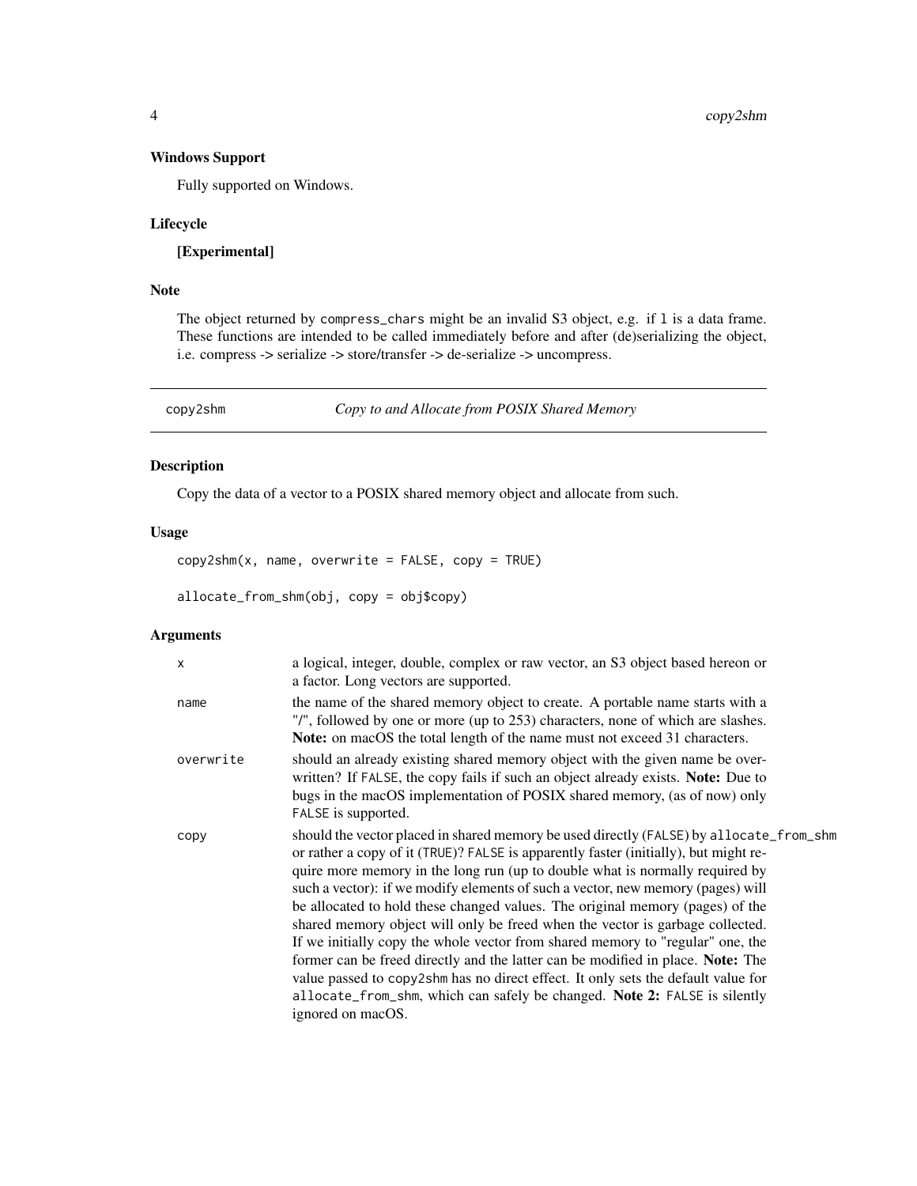### Windows Support

Fully supported on Windows.

### Lifecycle

**[Experimental]**

### Note

The object returned by `compress_chars` might be an invalid S3 object, e.g. if `l` is a data frame. These functions are intended to be called immediately before and after (de)serializing the object, i.e. compress -> serialize -> store/transfer -> de-serialize -> uncompress.

---

## copy2shm — *Copy to and Allocate from POSIX Shared Memory*

---

### Description

Copy the data of a vector to a POSIX shared memory object and allocate from such.

### Usage

```
copy2shm(x, name, overwrite = FALSE, copy = TRUE)

allocate_from_shm(obj, copy = obj$copy)
```

### Arguments

| | |
|---|---|
| `x` | a logical, integer, double, complex or raw vector, an S3 object based hereon or a factor. Long vectors are supported. |
| `name` | the name of the shared memory object to create. A portable name starts with a "/", followed by one or more (up to 253) characters, none of which are slashes. **Note:** on macOS the total length of the name must not exceed 31 characters. |
| `overwrite` | should an already existing shared memory object with the given name be overwritten? If `FALSE`, the copy fails if such an object already exists. **Note:** Due to bugs in the macOS implementation of POSIX shared memory, (as of now) only `FALSE` is supported. |
| `copy` | should the vector placed in shared memory be used directly (`FALSE`) by `allocate_from_shm` or rather a copy of it (`TRUE`)? `FALSE` is apparently faster (initially), but might require more memory in the long run (up to double what is normally required by such a vector): if we modify elements of such a vector, new memory (pages) will be allocated to hold these changed values. The original memory (pages) of the shared memory object will only be freed when the vector is garbage collected. If we initially copy the whole vector from shared memory to "regular" one, the former can be freed directly and the latter can be modified in place. **Note:** The value passed to `copy2shm` has no direct effect. It only sets the default value for `allocate_from_shm`, which can safely be changed. **Note 2:** `FALSE` is silently ignored on macOS. |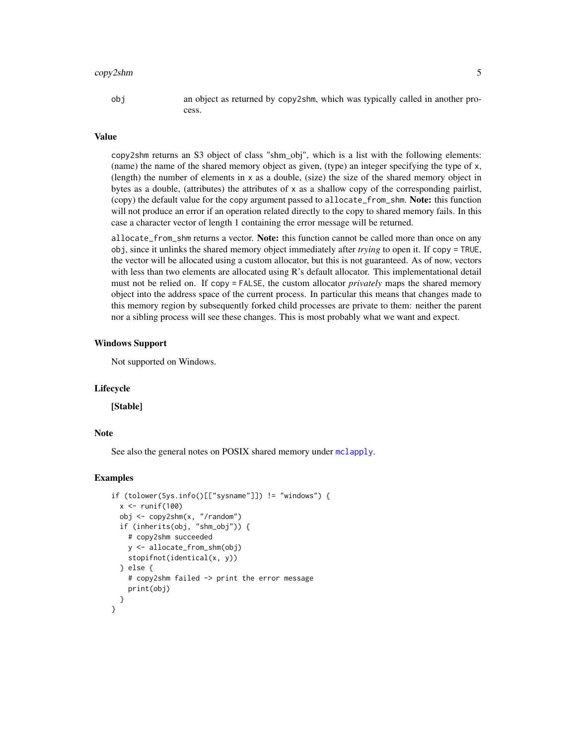obj — an object as returned by `copy2shm`, which was typically called in another process.

### Value

`copy2shm` returns an S3 object of class "shm_obj", which is a list with the following elements: (name) the name of the shared memory object as given, (type) an integer specifying the type of `x`, (length) the number of elements in `x` as a double, (size) the size of the shared memory object in bytes as a double, (attributes) the attributes of `x` as a shallow copy of the corresponding pairlist, (copy) the default value for the `copy` argument passed to `allocate_from_shm`. **Note:** this function will not produce an error if an operation related directly to the copy to shared memory fails. In this case a character vector of length 1 containing the error message will be returned.

`allocate_from_shm` returns a vector. **Note:** this function cannot be called more than once on any `obj`, since it unlinks the shared memory object immediately after *trying* to open it. If `copy = TRUE`, the vector will be allocated using a custom allocator, but this is not guaranteed. As of now, vectors with less than two elements are allocated using R's default allocator. This implementational detail must not be relied on. If `copy = FALSE`, the custom allocator *privately* maps the shared memory object into the address space of the current process. In particular this means that changes made to this memory region by subsequently forked child processes are private to them: neither the parent nor a sibling process will see these changes. This is most probably what we want and expect.

### Windows Support

Not supported on Windows.

### Lifecycle

**[Stable]**

### Note

See also the general notes on POSIX shared memory under `mclapply`.

### Examples

```
if (tolower(Sys.info()[["sysname"]]) != "windows") {
  x <- runif(100)
  obj <- copy2shm(x, "/random")
  if (inherits(obj, "shm_obj")) {
    # copy2shm succeeded
    y <- allocate_from_shm(obj)
    stopifnot(identical(x, y))
  } else {
    # copy2shm failed -> print the error message
    print(obj)
  }
}
```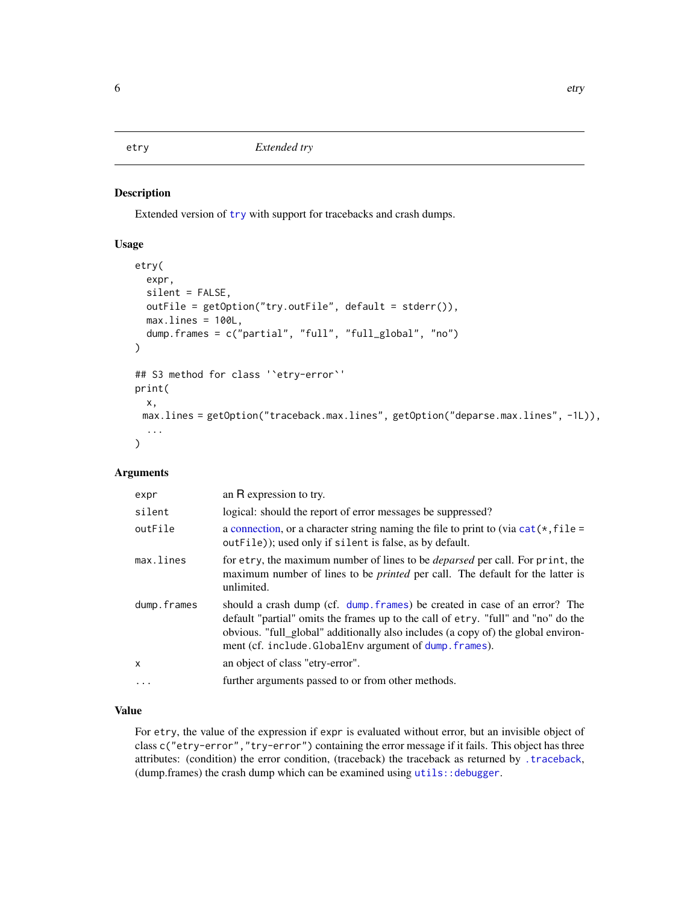## etry — *Extended try*

### Description

Extended version of `try` with support for tracebacks and crash dumps.

### Usage

```
etry(
  expr,
  silent = FALSE,
  outFile = getOption("try.outFile", default = stderr()),
  max.lines = 100L,
  dump.frames = c("partial", "full", "full_global", "no")
)

## S3 method for class '`etry-error`'
print(
  x,
 max.lines = getOption("traceback.max.lines", getOption("deparse.max.lines", -1L)),
  ...
)
```

### Arguments

| | |
|---|---|
| `expr` | an R expression to try. |
| `silent` | logical: should the report of error messages be suppressed? |
| `outFile` | a connection, or a character string naming the file to print to (via `cat(*,file = outFile)`); used only if `silent` is false, as by default. |
| `max.lines` | for `etry`, the maximum number of lines to be *deparsed* per call. For `print`, the maximum number of lines to be *printed* per call. The default for the latter is unlimited. |
| `dump.frames` | should a crash dump (cf. `dump.frames`) be created in case of an error? The default "partial" omits the frames up to the call of `etry`. "full" and "no" do the obvious. "full_global" additionally also includes (a copy of) the global environment (cf. `include.GlobalEnv` argument of `dump.frames`). |
| `x` | an object of class "etry-error". |
| `...` | further arguments passed to or from other methods. |

### Value

For `etry`, the value of the expression if `expr` is evaluated without error, but an invisible object of class `c("etry-error","try-error")` containing the error message if it fails. This object has three attributes: (condition) the error condition, (traceback) the traceback as returned by `.traceback`, (dump.frames) the crash dump which can be examined using `utils::debugger`.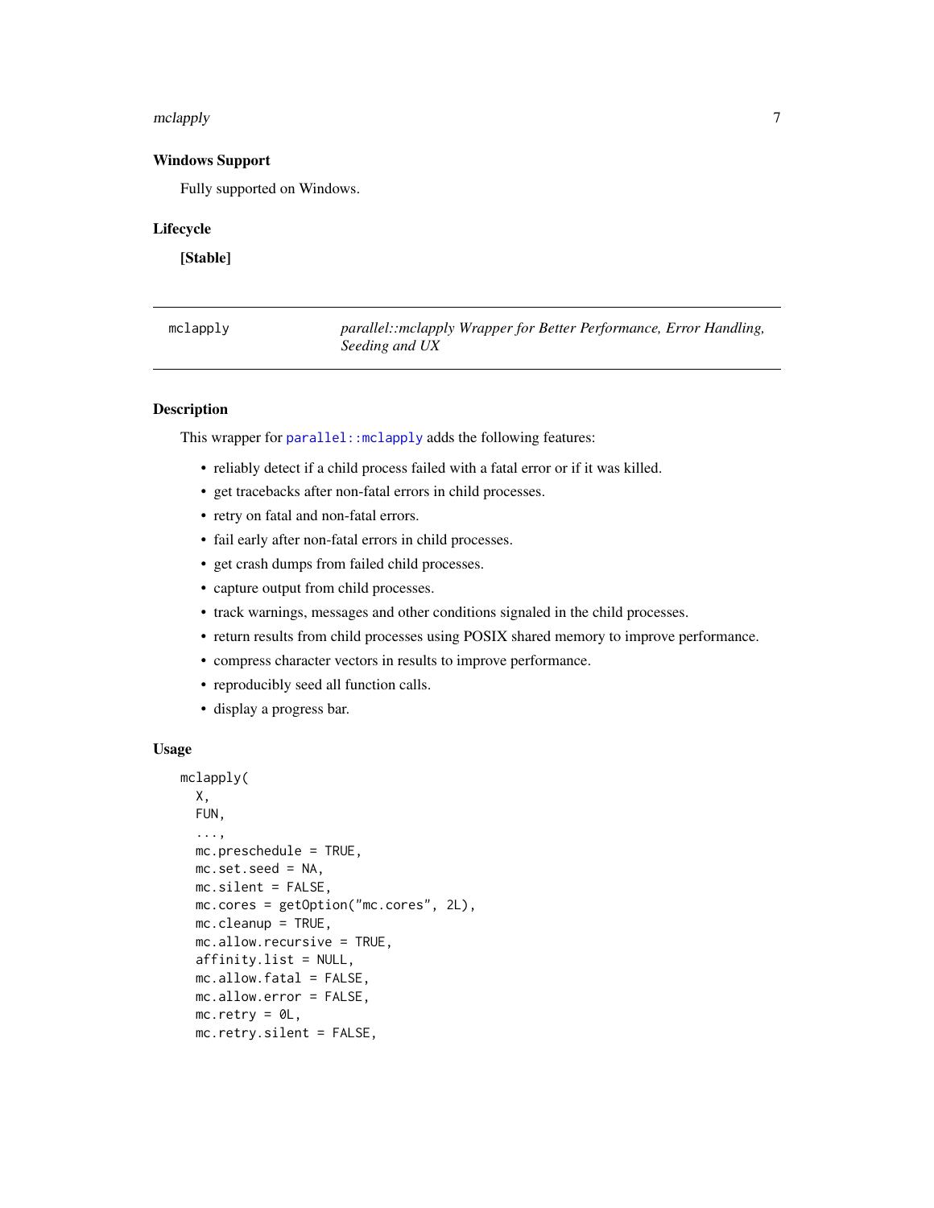### Windows Support

Fully supported on Windows.

### Lifecycle

**[Stable]**

---

`mclapply` — *parallel::mclapply Wrapper for Better Performance, Error Handling, Seeding and UX*

---

### Description

This wrapper for `parallel::mclapply` adds the following features:

- reliably detect if a child process failed with a fatal error or if it was killed.
- get tracebacks after non-fatal errors in child processes.
- retry on fatal and non-fatal errors.
- fail early after non-fatal errors in child processes.
- get crash dumps from failed child processes.
- capture output from child processes.
- track warnings, messages and other conditions signaled in the child processes.
- return results from child processes using POSIX shared memory to improve performance.
- compress character vectors in results to improve performance.
- reproducibly seed all function calls.
- display a progress bar.

### Usage

```
mclapply(
  X,
  FUN,
  ...,
  mc.preschedule = TRUE,
  mc.set.seed = NA,
  mc.silent = FALSE,
  mc.cores = getOption("mc.cores", 2L),
  mc.cleanup = TRUE,
  mc.allow.recursive = TRUE,
  affinity.list = NULL,
  mc.allow.fatal = FALSE,
  mc.allow.error = FALSE,
  mc.retry = 0L,
  mc.retry.silent = FALSE,
```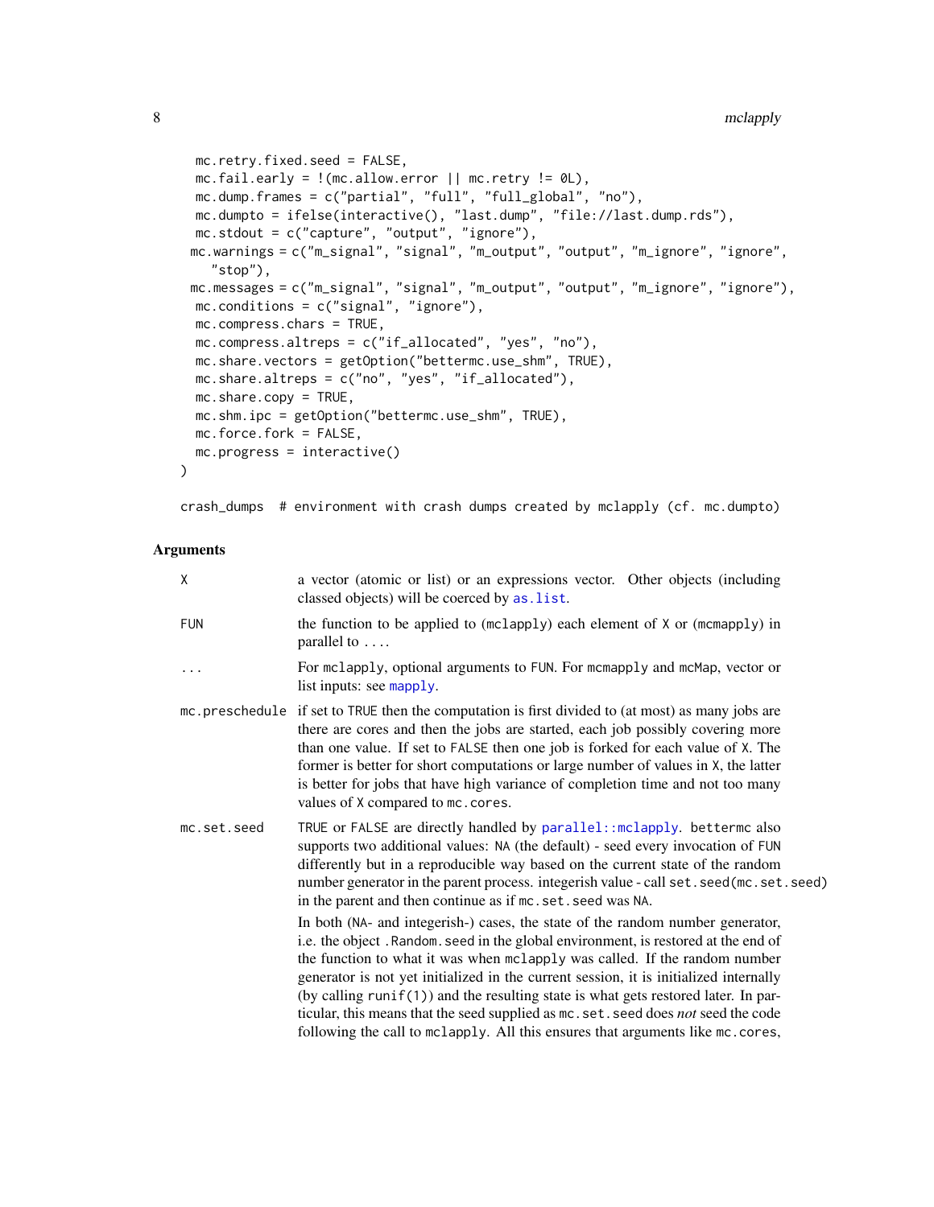```
  mc.retry.fixed.seed = FALSE,
  mc.fail.early = !(mc.allow.error || mc.retry != 0L),
  mc.dump.frames = c("partial", "full", "full_global", "no"),
  mc.dumpto = ifelse(interactive(), "last.dump", "file://last.dump.rds"),
  mc.stdout = c("capture", "output", "ignore"),
 mc.warnings = c("m_signal", "signal", "m_output", "output", "m_ignore", "ignore",
    "stop"),
 mc.messages = c("m_signal", "signal", "m_output", "output", "m_ignore", "ignore"),
  mc.conditions = c("signal", "ignore"),
  mc.compress.chars = TRUE,
  mc.compress.altreps = c("if_allocated", "yes", "no"),
  mc.share.vectors = getOption("bettermc.use_shm", TRUE),
  mc.share.altreps = c("no", "yes", "if_allocated"),
  mc.share.copy = TRUE,
  mc.shm.ipc = getOption("bettermc.use_shm", TRUE),
  mc.force.fork = FALSE,
  mc.progress = interactive()
)

crash_dumps  # environment with crash dumps created by mclapply (cf. mc.dumpto)
```

## Arguments

- `X` — a vector (atomic or list) or an expressions vector. Other objects (including classed objects) will be coerced by `as.list`.

- `FUN` — the function to be applied to (`mclapply`) each element of `X` or (`mcmapply`) in parallel to `...`.

- `...` — For `mclapply`, optional arguments to `FUN`. For `mcmapply` and `mcMap`, vector or list inputs: see `mapply`.

- `mc.preschedule` — if set to `TRUE` then the computation is first divided to (at most) as many jobs are there are cores and then the jobs are started, each job possibly covering more than one value. If set to `FALSE` then one job is forked for each value of `X`. The former is better for short computations or large number of values in `X`, the latter is better for jobs that have high variance of completion time and not too many values of `X` compared to `mc.cores`.

- `mc.set.seed` — `TRUE` or `FALSE` are directly handled by `parallel::mclapply`. `bettermc` also supports two additional values: `NA` (the default) - seed every invocation of `FUN` differently but in a reproducible way based on the current state of the random number generator in the parent process. integerish value - call `set.seed(mc.set.seed)` in the parent and then continue as if `mc.set.seed` was `NA`.

  In both (`NA`- and integerish-) cases, the state of the random number generator, i.e. the object `.Random.seed` in the global environment, is restored at the end of the function to what it was when `mclapply` was called. If the random number generator is not yet initialized in the current session, it is initialized internally (by calling `runif(1)`) and the resulting state is what gets restored later. In particular, this means that the seed supplied as `mc.set.seed` does *not* seed the code following the call to `mclapply`. All this ensures that arguments like `mc.cores`,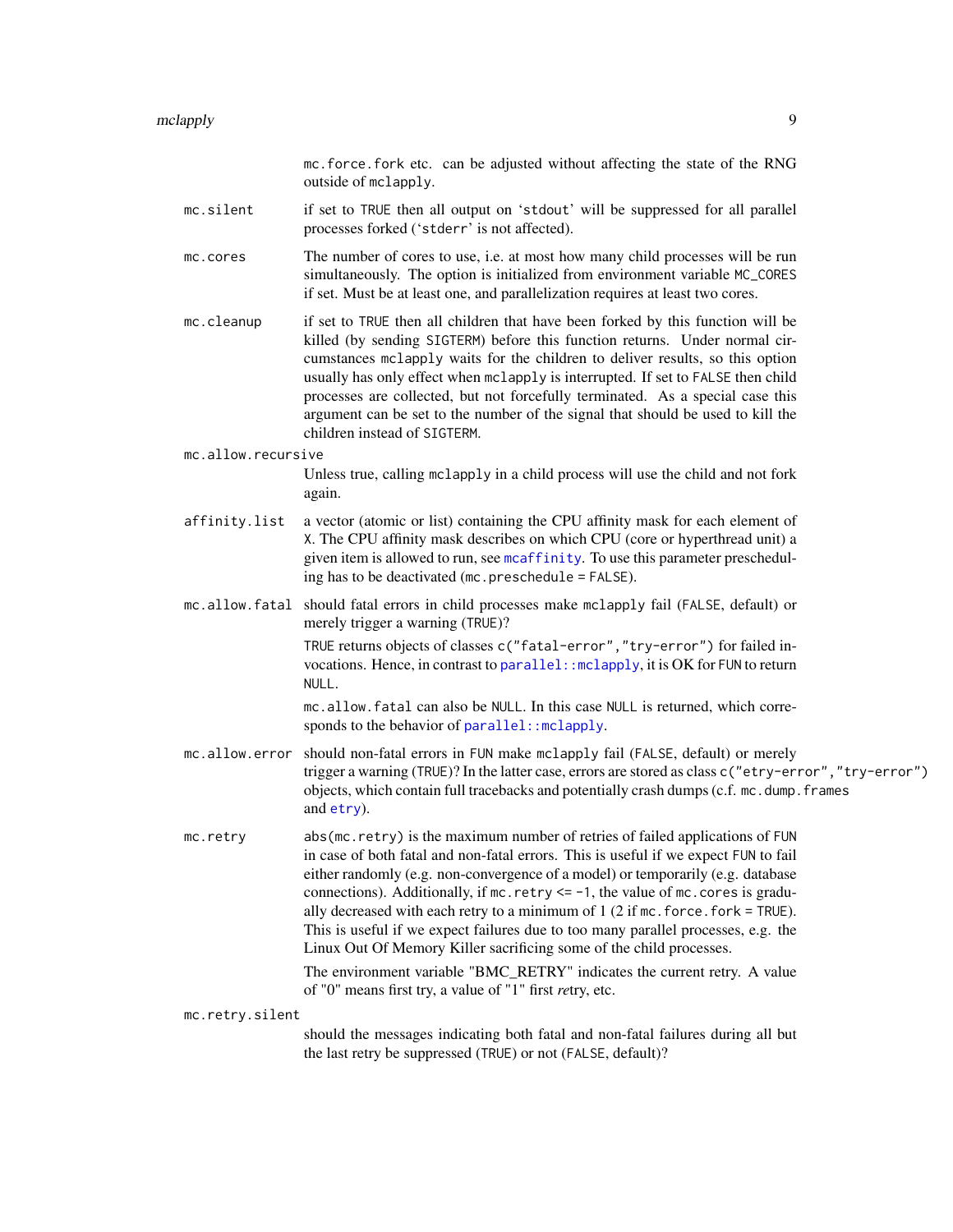`mc.force.fork` etc. can be adjusted without affecting the state of the RNG outside of `mclapply`.

**`mc.silent`**
: if set to `TRUE` then all output on 'stdout' will be suppressed for all parallel processes forked ('stderr' is not affected).

**`mc.cores`**
: The number of cores to use, i.e. at most how many child processes will be run simultaneously. The option is initialized from environment variable `MC_CORES` if set. Must be at least one, and parallelization requires at least two cores.

**`mc.cleanup`**
: if set to `TRUE` then all children that have been forked by this function will be killed (by sending `SIGTERM`) before this function returns. Under normal circumstances `mclapply` waits for the children to deliver results, so this option usually has only effect when `mclapply` is interrupted. If set to `FALSE` then child processes are collected, but not forcefully terminated. As a special case this argument can be set to the number of the signal that should be used to kill the children instead of `SIGTERM`.

**`mc.allow.recursive`**
: Unless true, calling `mclapply` in a child process will use the child and not fork again.

**`affinity.list`**
: a vector (atomic or list) containing the CPU affinity mask for each element of `X`. The CPU affinity mask describes on which CPU (core or hyperthread unit) a given item is allowed to run, see `mcaffinity`. To use this parameter prescheduling has to be deactivated (`mc.preschedule = FALSE`).

**`mc.allow.fatal`**
: should fatal errors in child processes make `mclapply` fail (`FALSE`, default) or merely trigger a warning (`TRUE`)?

  `TRUE` returns objects of classes `c("fatal-error","try-error")` for failed invocations. Hence, in contrast to `parallel::mclapply`, it is OK for `FUN` to return `NULL`.

  `mc.allow.fatal` can also be `NULL`. In this case `NULL` is returned, which corresponds to the behavior of `parallel::mclapply`.

**`mc.allow.error`**
: should non-fatal errors in `FUN` make `mclapply` fail (`FALSE`, default) or merely trigger a warning (`TRUE`)? In the latter case, errors are stored as class `c("etry-error","try-error")` objects, which contain full tracebacks and potentially crash dumps (c.f. `mc.dump.frames` and `etry`).

**`mc.retry`**
: `abs(mc.retry)` is the maximum number of retries of failed applications of `FUN` in case of both fatal and non-fatal errors. This is useful if we expect `FUN` to fail either randomly (e.g. non-convergence of a model) or temporarily (e.g. database connections). Additionally, if `mc.retry <= -1`, the value of `mc.cores` is gradually decreased with each retry to a minimum of 1 (2 if `mc.force.fork = TRUE`). This is useful if we expect failures due to too many parallel processes, e.g. the Linux Out Of Memory Killer sacrificing some of the child processes.

  The environment variable "BMC_RETRY" indicates the current retry. A value of "0" means first try, a value of "1" first *re*try, etc.

**`mc.retry.silent`**
: should the messages indicating both fatal and non-fatal failures during all but the last retry be suppressed (`TRUE`) or not (`FALSE`, default)?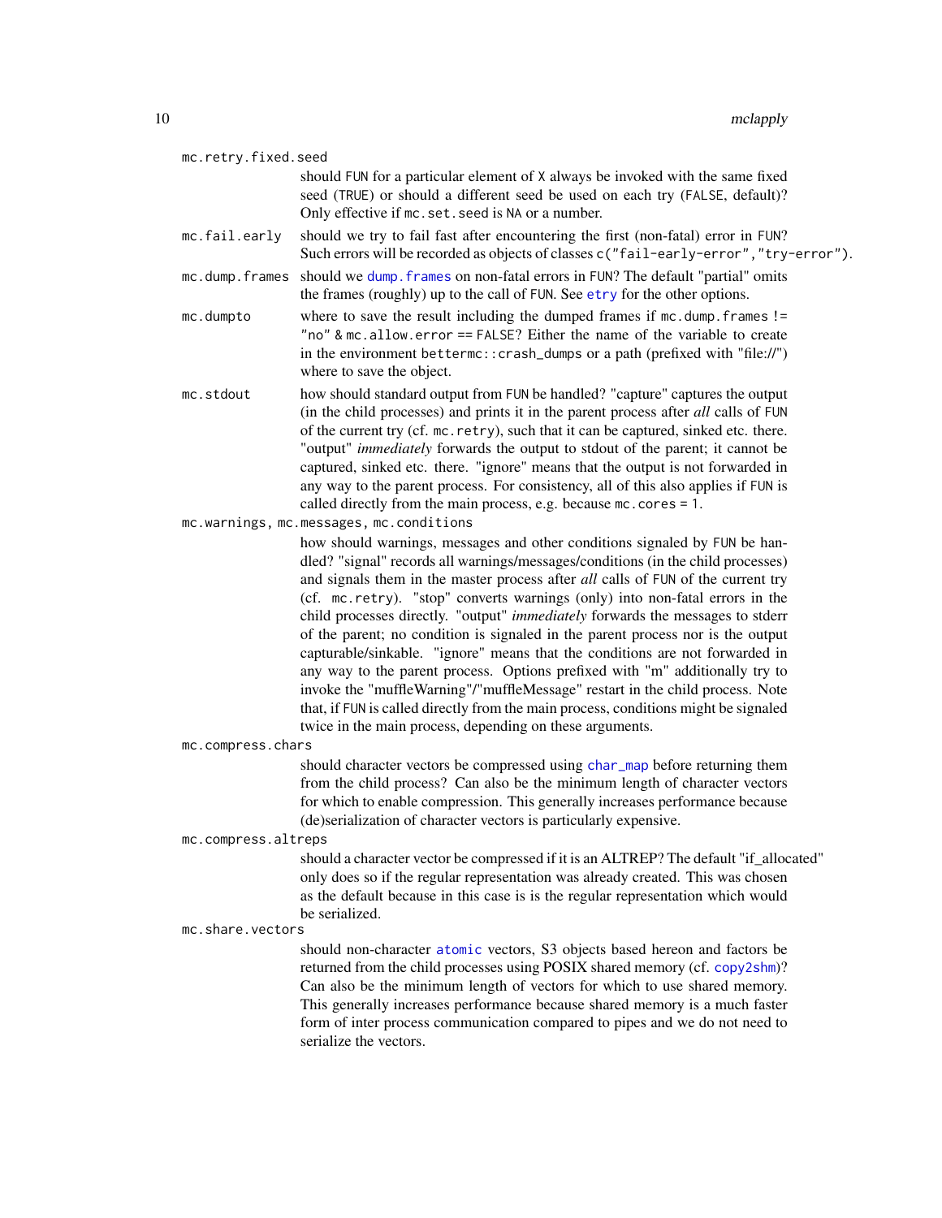`mc.retry.fixed.seed`
: should `FUN` for a particular element of `X` always be invoked with the same fixed seed (`TRUE`) or should a different seed be used on each try (`FALSE`, default)? Only effective if `mc.set.seed` is `NA` or a number.

`mc.fail.early`
: should we try to fail fast after encountering the first (non-fatal) error in `FUN`? Such errors will be recorded as objects of classes `c("fail-early-error","try-error")`.

`mc.dump.frames`
: should we `dump.frames` on non-fatal errors in `FUN`? The default "partial" omits the frames (roughly) up to the call of `FUN`. See `etry` for the other options.

`mc.dumpto`
: where to save the result including the dumped frames if `mc.dump.frames != "no" & mc.allow.error == FALSE`? Either the name of the variable to create in the environment `bettermc::crash_dumps` or a path (prefixed with "file://") where to save the object.

`mc.stdout`
: how should standard output from `FUN` be handled? "capture" captures the output (in the child processes) and prints it in the parent process after *all* calls of `FUN` of the current try (cf. `mc.retry`), such that it can be captured, sinked etc. there. "output" *immediately* forwards the output to stdout of the parent; it cannot be captured, sinked etc. there. "ignore" means that the output is not forwarded in any way to the parent process. For consistency, all of this also applies if `FUN` is called directly from the main process, e.g. because `mc.cores = 1`.

`mc.warnings, mc.messages, mc.conditions`
: how should warnings, messages and other conditions signaled by `FUN` be handled? "signal" records all warnings/messages/conditions (in the child processes) and signals them in the master process after *all* calls of `FUN` of the current try (cf. `mc.retry`). "stop" converts warnings (only) into non-fatal errors in the child processes directly. "output" *immediately* forwards the messages to stderr of the parent; no condition is signaled in the parent process nor is the output capturable/sinkable. "ignore" means that the conditions are not forwarded in any way to the parent process. Options prefixed with "m" additionally try to invoke the "muffleWarning"/"muffleMessage" restart in the child process. Note that, if `FUN` is called directly from the main process, conditions might be signaled twice in the main process, depending on these arguments.

`mc.compress.chars`
: should character vectors be compressed using `char_map` before returning them from the child process? Can also be the minimum length of character vectors for which to enable compression. This generally increases performance because (de)serialization of character vectors is particularly expensive.

`mc.compress.altreps`
: should a character vector be compressed if it is an ALTREP? The default "if_allocated" only does so if the regular representation was already created. This was chosen as the default because in this case is is the regular representation which would be serialized.

`mc.share.vectors`
: should non-character `atomic` vectors, S3 objects based hereon and factors be returned from the child processes using POSIX shared memory (cf. `copy2shm`)? Can also be the minimum length of vectors for which to use shared memory. This generally increases performance because shared memory is a much faster form of inter process communication compared to pipes and we do not need to serialize the vectors.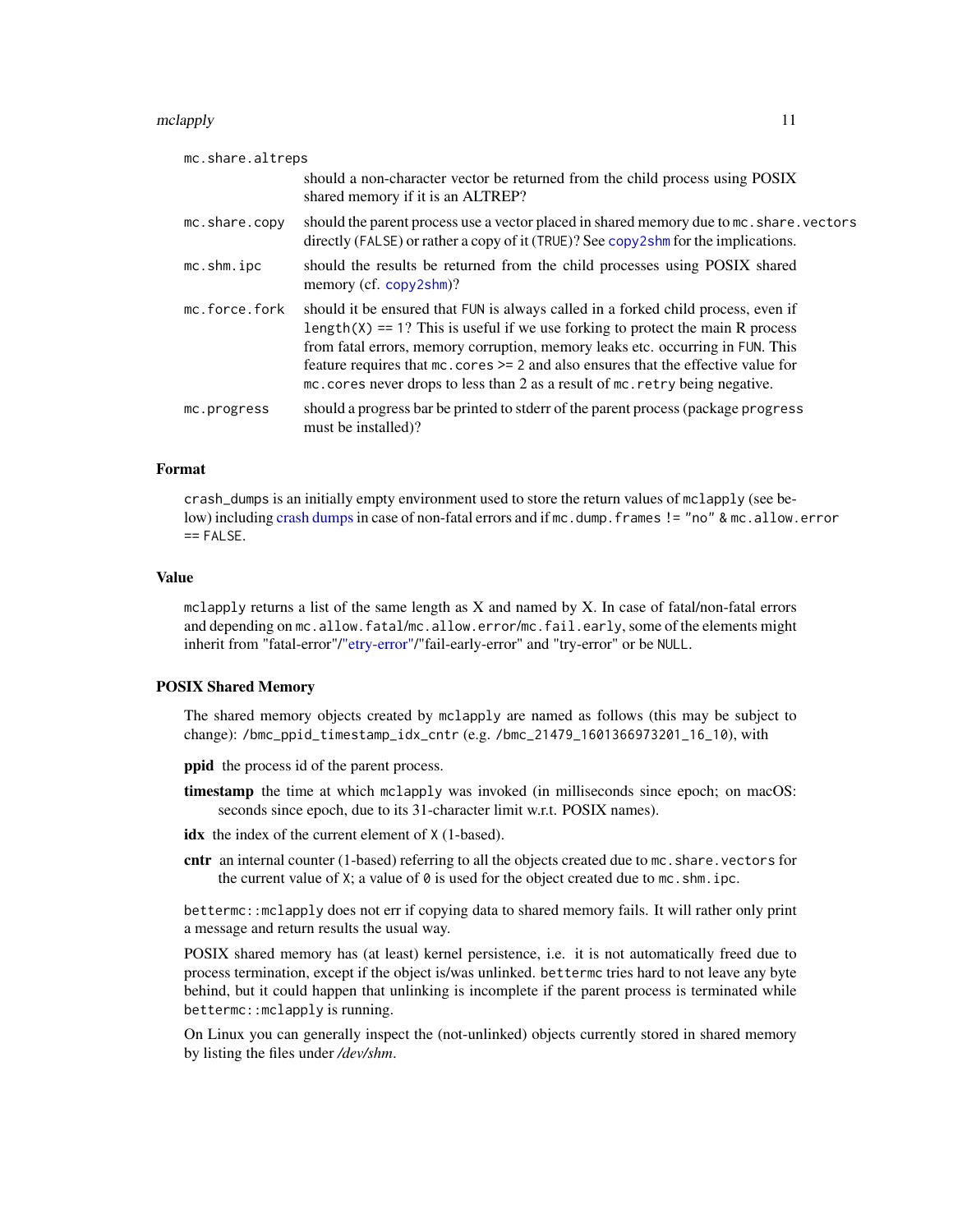`mc.share.altreps`
: should a non-character vector be returned from the child process using POSIX shared memory if it is an ALTREP?

`mc.share.copy`
: should the parent process use a vector placed in shared memory due to `mc.share.vectors` directly (`FALSE`) or rather a copy of it (`TRUE`)? See `copy2shm` for the implications.

`mc.shm.ipc`
: should the results be returned from the child processes using POSIX shared memory (cf. `copy2shm`)?

`mc.force.fork`
: should it be ensured that `FUN` is always called in a forked child process, even if `length(X) == 1`? This is useful if we use forking to protect the main R process from fatal errors, memory corruption, memory leaks etc. occurring in `FUN`. This feature requires that `mc.cores >= 2` and also ensures that the effective value for `mc.cores` never drops to less than 2 as a result of `mc.retry` being negative.

`mc.progress`
: should a progress bar be printed to stderr of the parent process (package `progress` must be installed)?

## Format

`crash_dumps` is an initially empty environment used to store the return values of `mclapply` (see below) including crash dumps in case of non-fatal errors and if `mc.dump.frames != "no" & mc.allow.error == FALSE`.

## Value

`mclapply` returns a list of the same length as X and named by X. In case of fatal/non-fatal errors and depending on `mc.allow.fatal`/`mc.allow.error`/`mc.fail.early`, some of the elements might inherit from "fatal-error"/"etry-error"/"fail-early-error" and "try-error" or be `NULL`.

## POSIX Shared Memory

The shared memory objects created by `mclapply` are named as follows (this may be subject to change): `/bmc_ppid_timestamp_idx_cntr` (e.g. `/bmc_21479_1601366973201_16_10`), with

- **ppid** the process id of the parent process.
- **timestamp** the time at which `mclapply` was invoked (in milliseconds since epoch; on macOS: seconds since epoch, due to its 31-character limit w.r.t. POSIX names).
- **idx** the index of the current element of `X` (1-based).
- **cntr** an internal counter (1-based) referring to all the objects created due to `mc.share.vectors` for the current value of `X`; a value of `0` is used for the object created due to `mc.shm.ipc`.

`bettermc::mclapply` does not err if copying data to shared memory fails. It will rather only print a message and return results the usual way.

POSIX shared memory has (at least) kernel persistence, i.e. it is not automatically freed due to process termination, except if the object is/was unlinked. `bettermc` tries hard to not leave any byte behind, but it could happen that unlinking is incomplete if the parent process is terminated while `bettermc::mclapply` is running.

On Linux you can generally inspect the (not-unlinked) objects currently stored in shared memory by listing the files under */dev/shm*.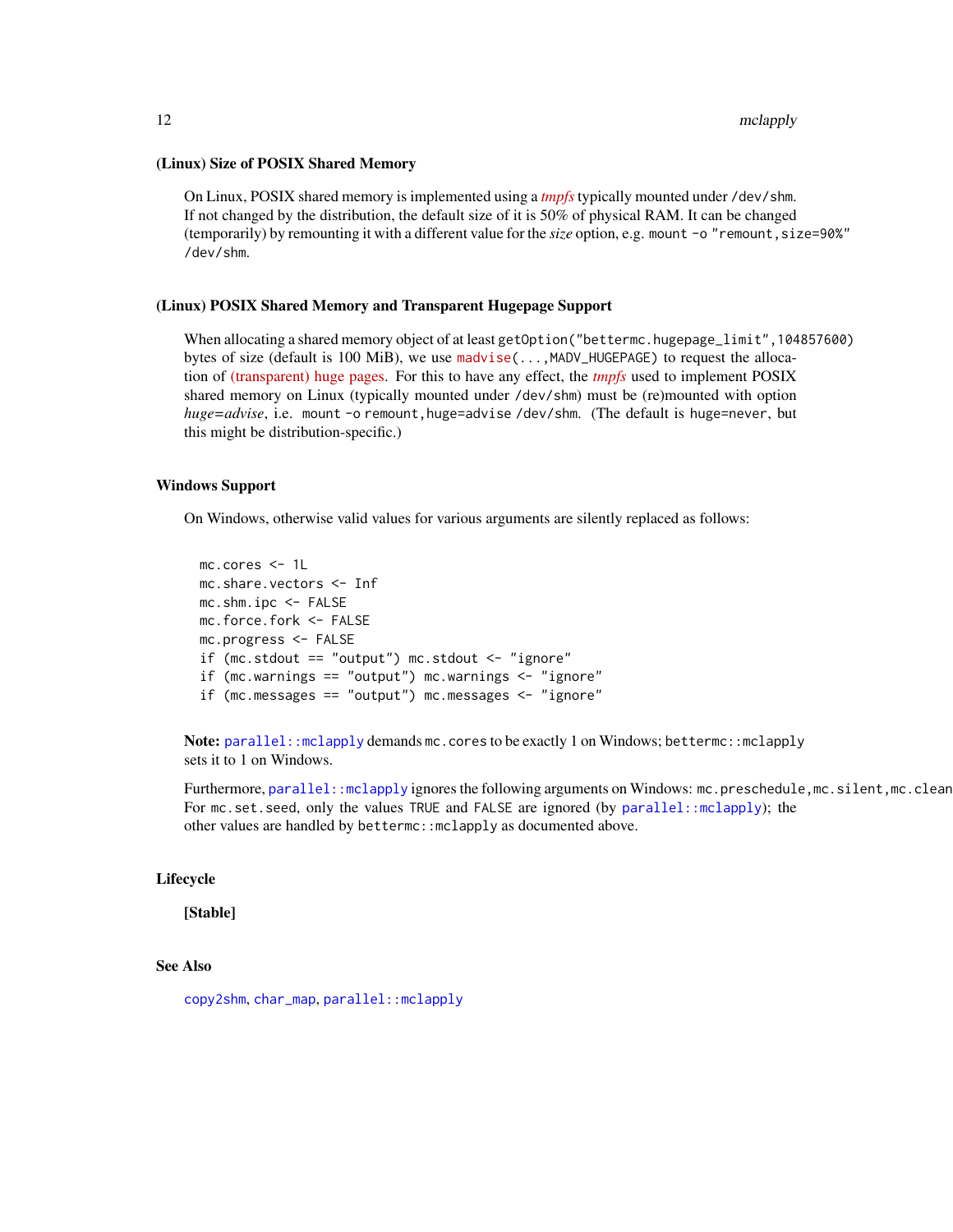### (Linux) Size of POSIX Shared Memory

On Linux, POSIX shared memory is implemented using a *tmpfs* typically mounted under `/dev/shm`. If not changed by the distribution, the default size of it is 50% of physical RAM. It can be changed (temporarily) by remounting it with a different value for the *size* option, e.g. `mount -o "remount,size=90%" /dev/shm`.

### (Linux) POSIX Shared Memory and Transparent Hugepage Support

When allocating a shared memory object of at least `getOption("bettermc.hugepage_limit",104857600)` bytes of size (default is 100 MiB), we use `madvise(...,MADV_HUGEPAGE)` to request the allocation of (transparent) huge pages. For this to have any effect, the *tmpfs* used to implement POSIX shared memory on Linux (typically mounted under `/dev/shm`) must be (re)mounted with option *huge=advise*, i.e. `mount -o remount,huge=advise /dev/shm`. (The default is `huge=never`, but this might be distribution-specific.)

### Windows Support

On Windows, otherwise valid values for various arguments are silently replaced as follows:

```
mc.cores <- 1L
mc.share.vectors <- Inf
mc.shm.ipc <- FALSE
mc.force.fork <- FALSE
mc.progress <- FALSE
if (mc.stdout == "output") mc.stdout <- "ignore"
if (mc.warnings == "output") mc.warnings <- "ignore"
if (mc.messages == "output") mc.messages <- "ignore"
```

**Note:** `parallel::mclapply` demands `mc.cores` to be exactly 1 on Windows; `bettermc::mclapply` sets it to 1 on Windows.

Furthermore, `parallel::mclapply` ignores the following arguments on Windows: `mc.preschedule,mc.silent,mc.clean` For `mc.set.seed`, only the values `TRUE` and `FALSE` are ignored (by `parallel::mclapply`); the other values are handled by `bettermc::mclapply` as documented above.

### Lifecycle

**[Stable]**

### See Also

`copy2shm`, `char_map`, `parallel::mclapply`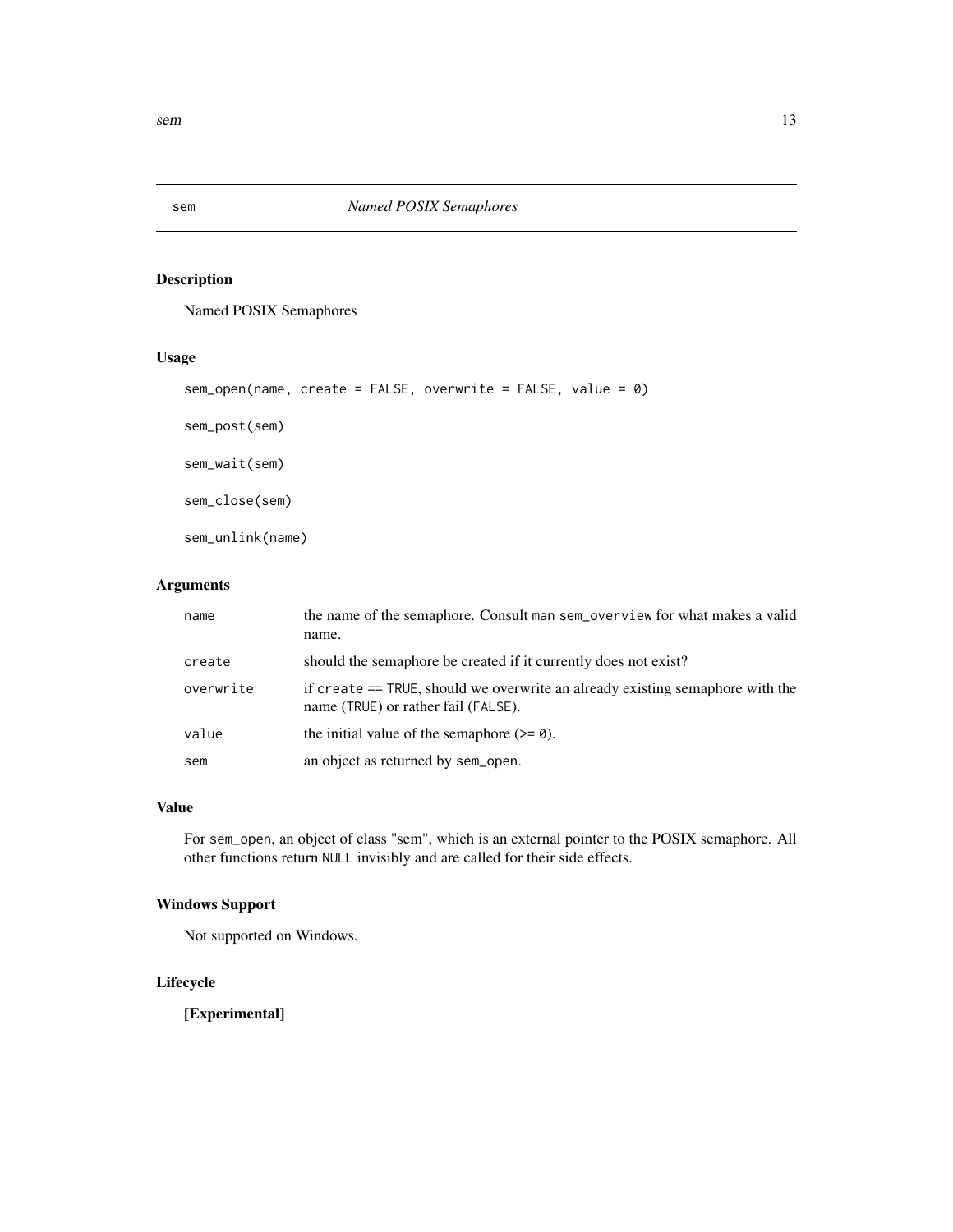## sem — *Named POSIX Semaphores*

### Description

Named POSIX Semaphores

### Usage

```
sem_open(name, create = FALSE, overwrite = FALSE, value = 0)

sem_post(sem)

sem_wait(sem)

sem_close(sem)

sem_unlink(name)
```

### Arguments

| | |
|---|---|
| `name` | the name of the semaphore. Consult `man sem_overview` for what makes a valid name. |
| `create` | should the semaphore be created if it currently does not exist? |
| `overwrite` | if `create == TRUE`, should we overwrite an already existing semaphore with the name (`TRUE`) or rather fail (`FALSE`). |
| `value` | the initial value of the semaphore (`>= 0`). |
| `sem` | an object as returned by `sem_open`. |

### Value

For `sem_open`, an object of class "sem", which is an external pointer to the POSIX semaphore. All other functions return `NULL` invisibly and are called for their side effects.

### Windows Support

Not supported on Windows.

### Lifecycle

**[Experimental]**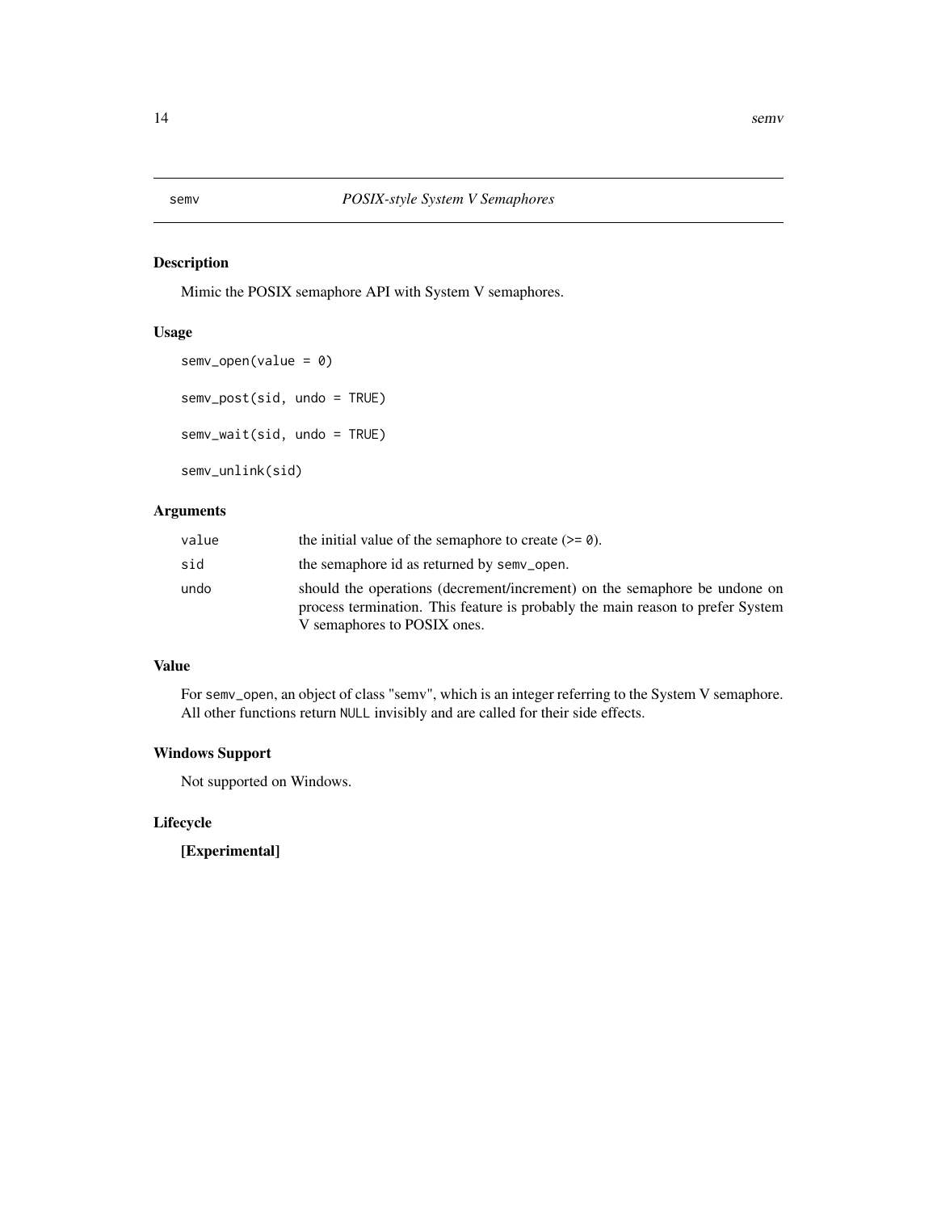semv *POSIX-style System V Semaphores*

## Description

Mimic the POSIX semaphore API with System V semaphores.

## Usage

```
semv_open(value = 0)

semv_post(sid, undo = TRUE)

semv_wait(sid, undo = TRUE)

semv_unlink(sid)
```

## Arguments

| | |
|---|---|
| value | the initial value of the semaphore to create (>= 0). |
| sid | the semaphore id as returned by semv_open. |
| undo | should the operations (decrement/increment) on the semaphore be undone on process termination. This feature is probably the main reason to prefer System V semaphores to POSIX ones. |

## Value

For semv_open, an object of class "semv", which is an integer referring to the System V semaphore. All other functions return NULL invisibly and are called for their side effects.

## Windows Support

Not supported on Windows.

## Lifecycle

**[Experimental]**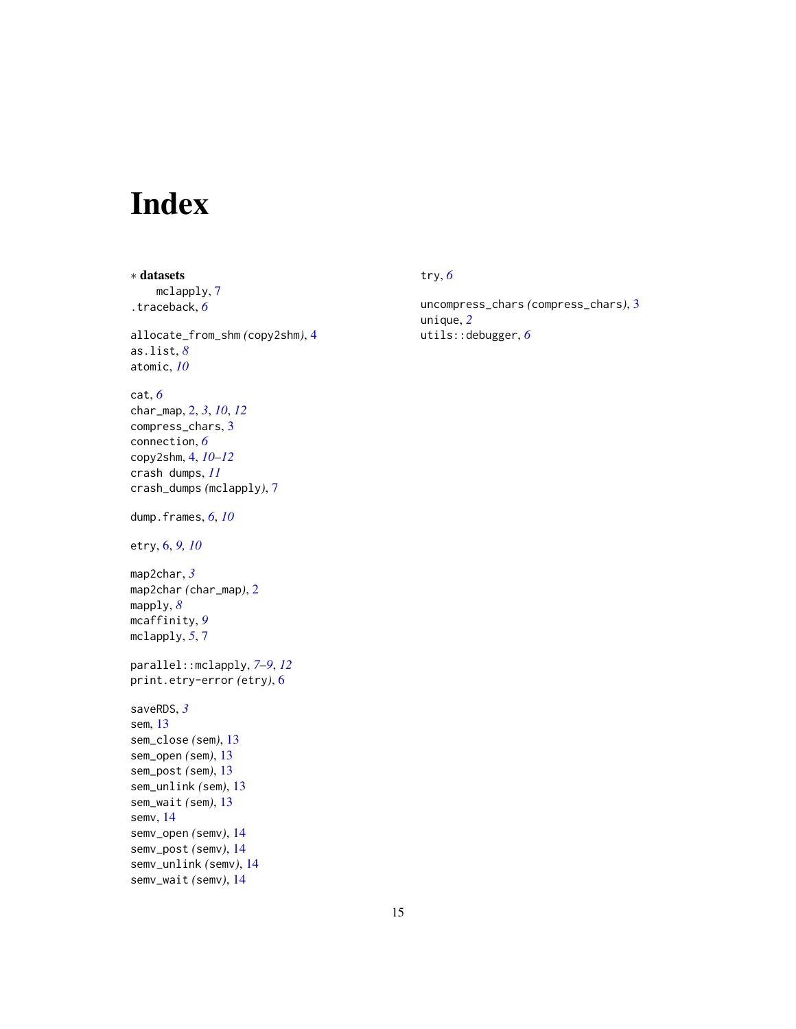# Index

* **datasets**
    mclapply, 7

.traceback, *6*

allocate_from_shm *(copy2shm)*, 4
as.list, *8*
atomic, *10*

cat, *6*
char_map, 2, *3*, *10*, *12*
compress_chars, 3
connection, *6*
copy2shm, 4, *10–12*
crash dumps, *11*
crash_dumps *(mclapply)*, 7

dump.frames, *6*, *10*

etry, 6, *9*, *10*

map2char, *3*
map2char *(char_map)*, 2
mapply, *8*
mcaffinity, *9*
mclapply, *5*, 7

parallel::mclapply, *7–9*, *12*
print.etry-error *(etry)*, 6

saveRDS, *3*
sem, 13
sem_close *(sem)*, 13
sem_open *(sem)*, 13
sem_post *(sem)*, 13
sem_unlink *(sem)*, 13
sem_wait *(sem)*, 13
semv, 14
semv_open *(semv)*, 14
semv_post *(semv)*, 14
semv_unlink *(semv)*, 14
semv_wait *(semv)*, 14

try, *6*

uncompress_chars *(compress_chars)*, 3
unique, *2*
utils::debugger, *6*